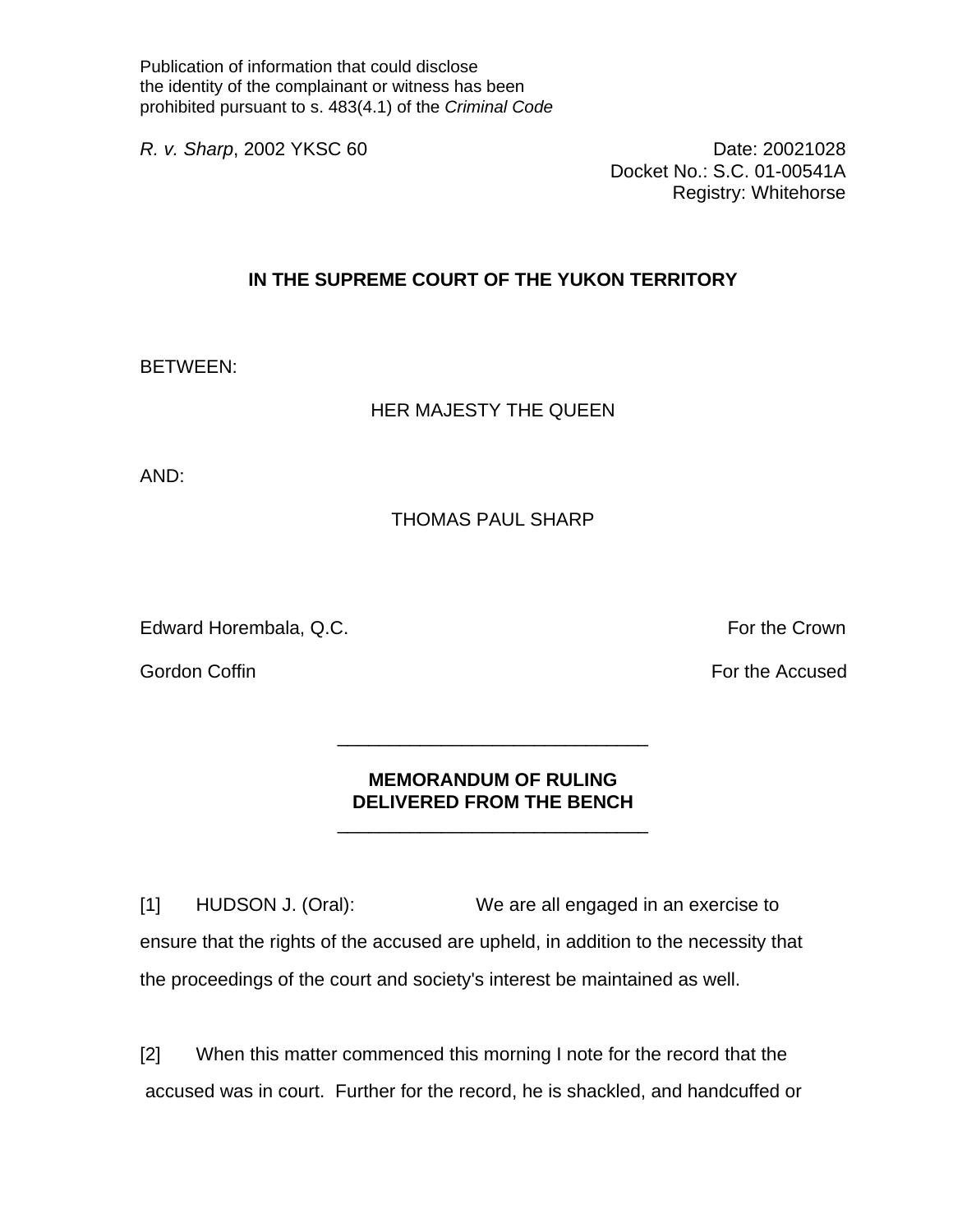Publication of information that could disclose
the identity of the complainant or witness has been
prohibited pursuant to s. 483(4.1) of the *Criminal Code*

*R. v. Sharp*, 2002 YKSC 60

Date: 20021028
Docket No.: S.C. 01-00541A
Registry: Whitehorse

**IN THE SUPREME COURT OF THE YUKON TERRITORY**

BETWEEN:

HER MAJESTY THE QUEEN

AND:

THOMAS PAUL SHARP

Edward Horembala, Q.C. — For the Crown

Gordon Coffin — For the Accused

---

**MEMORANDUM OF RULING**
**DELIVERED FROM THE BENCH**

---

[1] HUDSON J. (Oral): We are all engaged in an exercise to ensure that the rights of the accused are upheld, in addition to the necessity that the proceedings of the court and society's interest be maintained as well.

[2] When this matter commenced this morning I note for the record that the accused was in court. Further for the record, he is shackled, and handcuffed or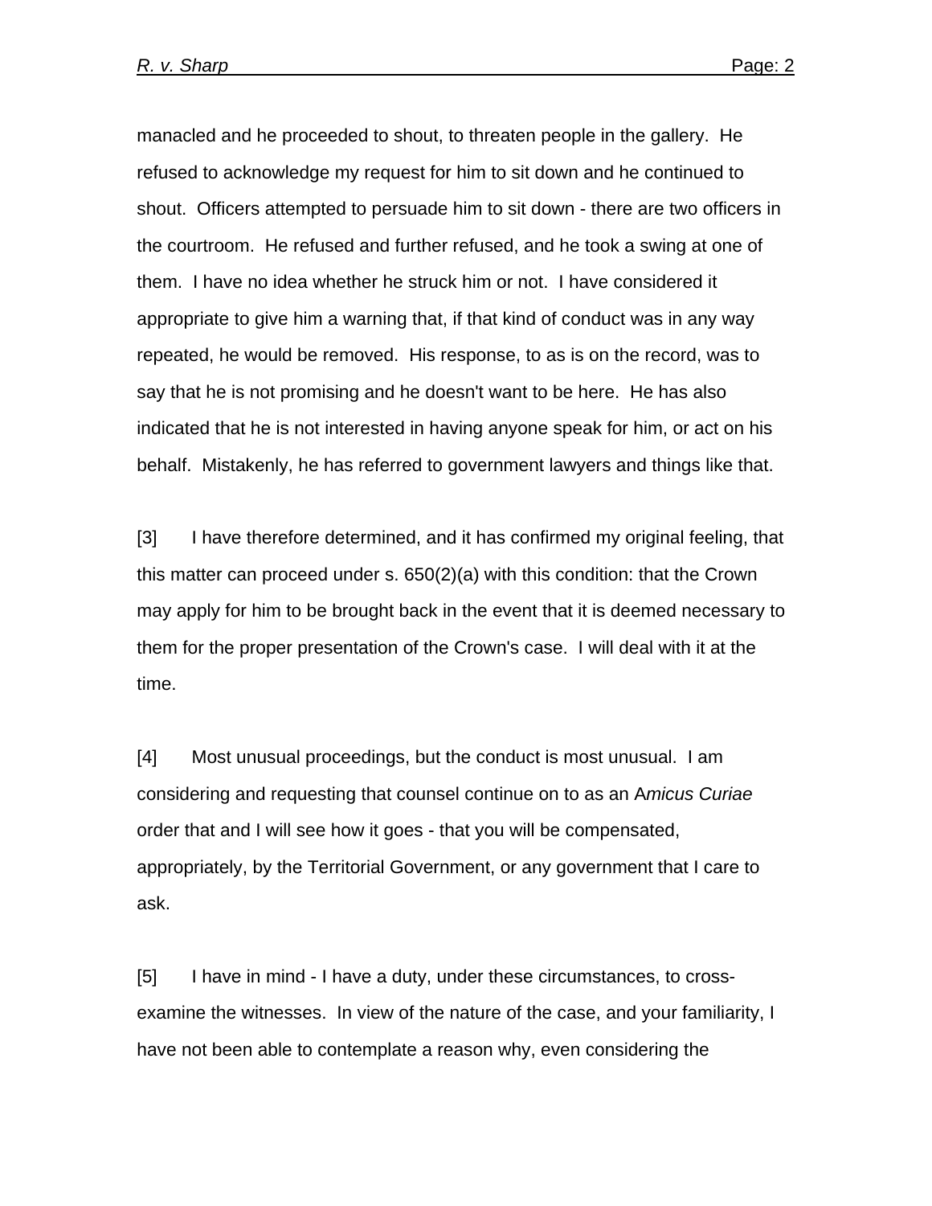manacled and he proceeded to shout, to threaten people in the gallery. He refused to acknowledge my request for him to sit down and he continued to shout. Officers attempted to persuade him to sit down - there are two officers in the courtroom. He refused and further refused, and he took a swing at one of them. I have no idea whether he struck him or not. I have considered it appropriate to give him a warning that, if that kind of conduct was in any way repeated, he would be removed. His response, to as is on the record, was to say that he is not promising and he doesn't want to be here. He has also indicated that he is not interested in having anyone speak for him, or act on his behalf. Mistakenly, he has referred to government lawyers and things like that.

[3] I have therefore determined, and it has confirmed my original feeling, that this matter can proceed under s. 650(2)(a) with this condition: that the Crown may apply for him to be brought back in the event that it is deemed necessary to them for the proper presentation of the Crown's case. I will deal with it at the time.

[4] Most unusual proceedings, but the conduct is most unusual. I am considering and requesting that counsel continue on to as an A*micus Curiae* order that and I will see how it goes - that you will be compensated, appropriately, by the Territorial Government, or any government that I care to ask.

[5] I have in mind - I have a duty, under these circumstances, to cross-examine the witnesses. In view of the nature of the case, and your familiarity, I have not been able to contemplate a reason why, even considering the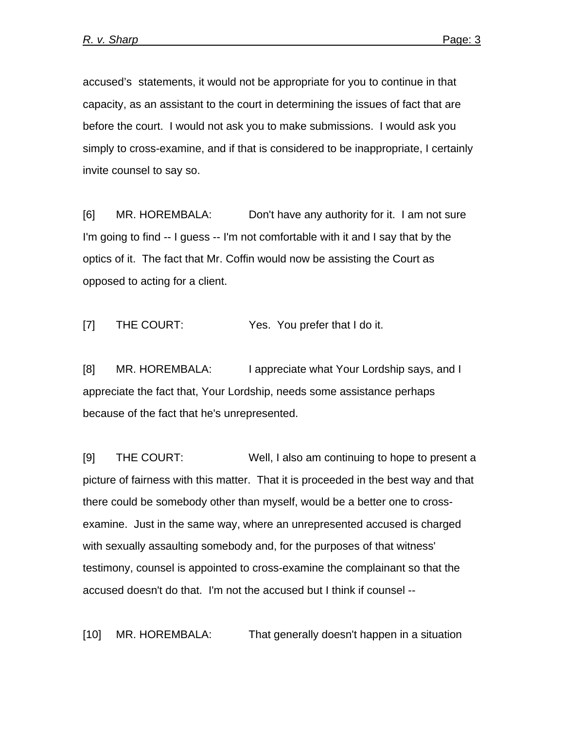accused's statements, it would not be appropriate for you to continue in that capacity, as an assistant to the court in determining the issues of fact that are before the court. I would not ask you to make submissions. I would ask you simply to cross-examine, and if that is considered to be inappropriate, I certainly invite counsel to say so.

[6] MR. HOREMBALA: Don't have any authority for it. I am not sure I'm going to find -- I guess -- I'm not comfortable with it and I say that by the optics of it. The fact that Mr. Coffin would now be assisting the Court as opposed to acting for a client.

[7] THE COURT: Yes. You prefer that I do it.

[8] MR. HOREMBALA: I appreciate what Your Lordship says, and I appreciate the fact that, Your Lordship, needs some assistance perhaps because of the fact that he's unrepresented.

[9] THE COURT: Well, I also am continuing to hope to present a picture of fairness with this matter. That it is proceeded in the best way and that there could be somebody other than myself, would be a better one to cross-examine. Just in the same way, where an unrepresented accused is charged with sexually assaulting somebody and, for the purposes of that witness' testimony, counsel is appointed to cross-examine the complainant so that the accused doesn't do that. I'm not the accused but I think if counsel --

[10] MR. HOREMBALA: That generally doesn't happen in a situation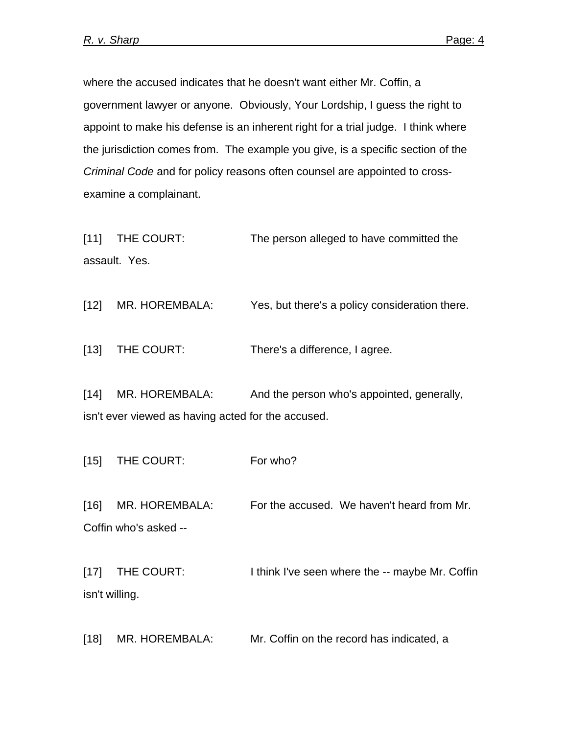where the accused indicates that he doesn't want either Mr. Coffin, a government lawyer or anyone. Obviously, Your Lordship, I guess the right to appoint to make his defense is an inherent right for a trial judge. I think where the jurisdiction comes from. The example you give, is a specific section of the *Criminal Code* and for policy reasons often counsel are appointed to cross-examine a complainant.

[11] THE COURT: The person alleged to have committed the assault. Yes.

[12] MR. HOREMBALA: Yes, but there's a policy consideration there.

[13] THE COURT: There's a difference, I agree.

[14] MR. HOREMBALA: And the person who's appointed, generally, isn't ever viewed as having acted for the accused.

[15] THE COURT: For who?

[16] MR. HOREMBALA: For the accused. We haven't heard from Mr. Coffin who's asked --

[17] THE COURT: I think I've seen where the -- maybe Mr. Coffin isn't willing.

[18] MR. HOREMBALA: Mr. Coffin on the record has indicated, a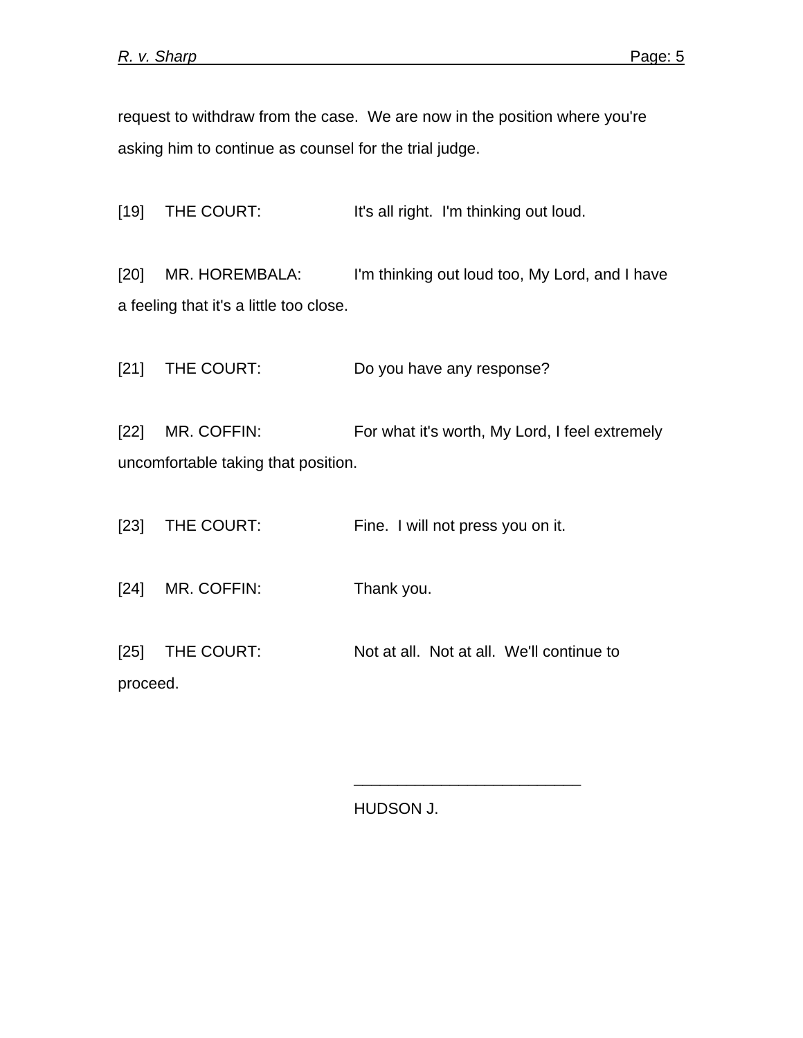request to withdraw from the case. We are now in the position where you're asking him to continue as counsel for the trial judge.

[19] THE COURT: It's all right. I'm thinking out loud.

[20] MR. HOREMBALA: I'm thinking out loud too, My Lord, and I have a feeling that it's a little too close.

[21] THE COURT: Do you have any response?

[22] MR. COFFIN: For what it's worth, My Lord, I feel extremely uncomfortable taking that position.

[23] THE COURT: Fine. I will not press you on it.

[24] MR. COFFIN: Thank you.

[25] THE COURT: Not at all. Not at all. We'll continue to proceed.

\_\_\_\_\_\_\_\_\_\_\_\_\_\_\_\_\_\_\_\_\_\_\_\_\_\_

HUDSON J.